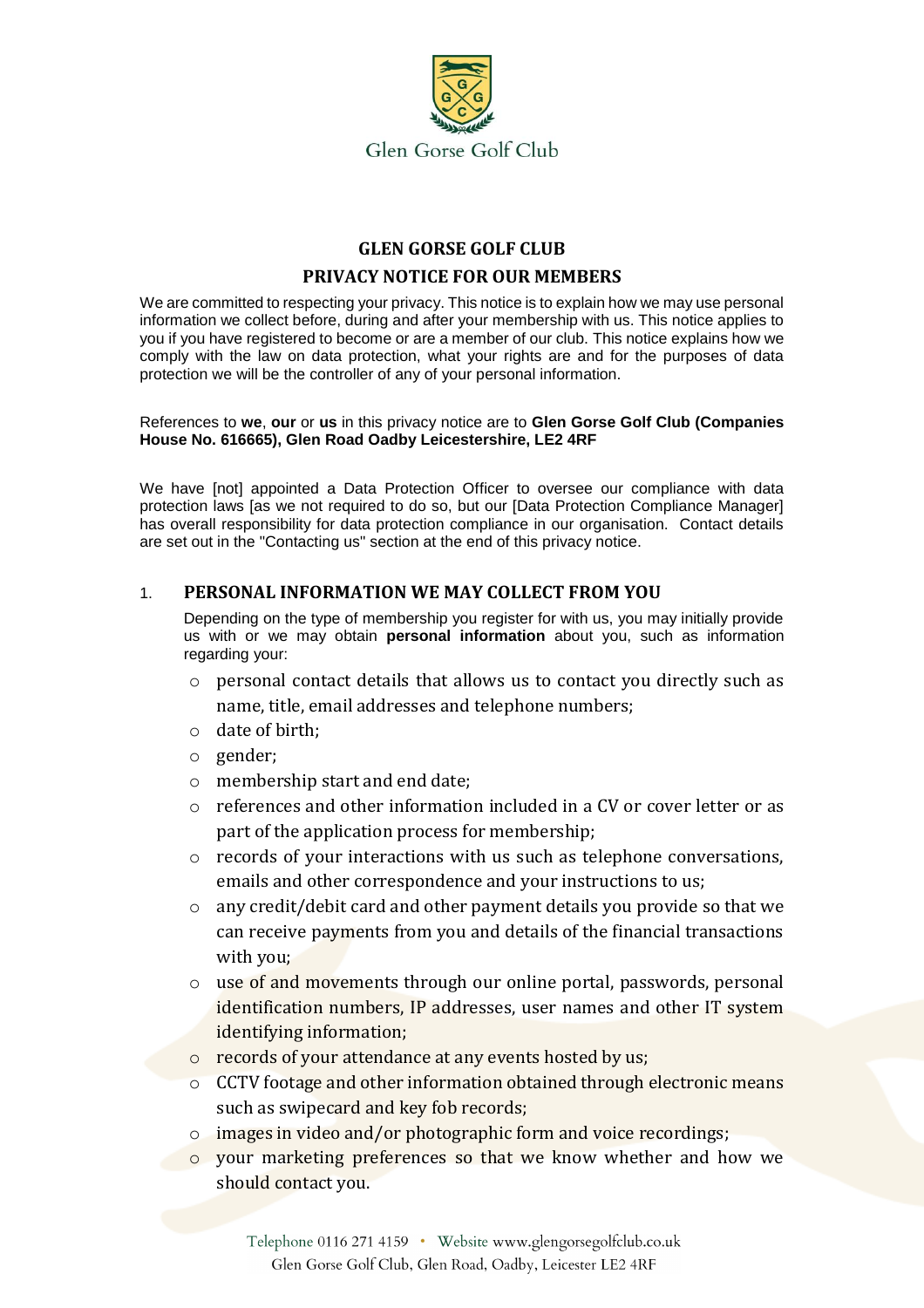Glen Gorse Golf Club

# GLEN GORSE GOLF CLUB

## PRIVACY NOTICE FOR OUR MEMBERS

We are committed to respecting your privacy. This notice is to explain how we may use personal information we collect before, during and after your membership with us. This notice applies to you if you have registered to become or are a member of our club. This notice explains how we comply with the law on data protection, what your rights are and for the purposes of data protection we will be the controller of any of your personal information.

References to **we**, **our** or **us** in this privacy notice are to **Glen Gorse Golf Club (Companies House No. 616665), Glen Road Oadby Leicestershire, LE2 4RF**

We have [not] appointed a Data Protection Officer to oversee our compliance with data protection laws [as we not required to do so, but our [Data Protection Compliance Manager] has overall responsibility for data protection compliance in our organisation. Contact details are set out in the "Contacting us" section at the end of this privacy notice.

### 1. PERSONAL INFORMATION WE MAY COLLECT FROM YOU

Depending on the type of membership you register for with us, you may initially provide us with or we may obtain **personal information** about you, such as information regarding your:

- personal contact details that allows us to contact you directly such as name, title, email addresses and telephone numbers;
- date of birth;
- gender;
- membership start and end date;
- references and other information included in a CV or cover letter or as part of the application process for membership;
- records of your interactions with us such as telephone conversations, emails and other correspondence and your instructions to us;
- any credit/debit card and other payment details you provide so that we can receive payments from you and details of the financial transactions with you;
- use of and movements through our online portal, passwords, personal identification numbers, IP addresses, user names and other IT system identifying information;
- records of your attendance at any events hosted by us;
- CCTV footage and other information obtained through electronic means such as swipecard and key fob records;
- images in video and/or photographic form and voice recordings;
- your marketing preferences so that we know whether and how we should contact you.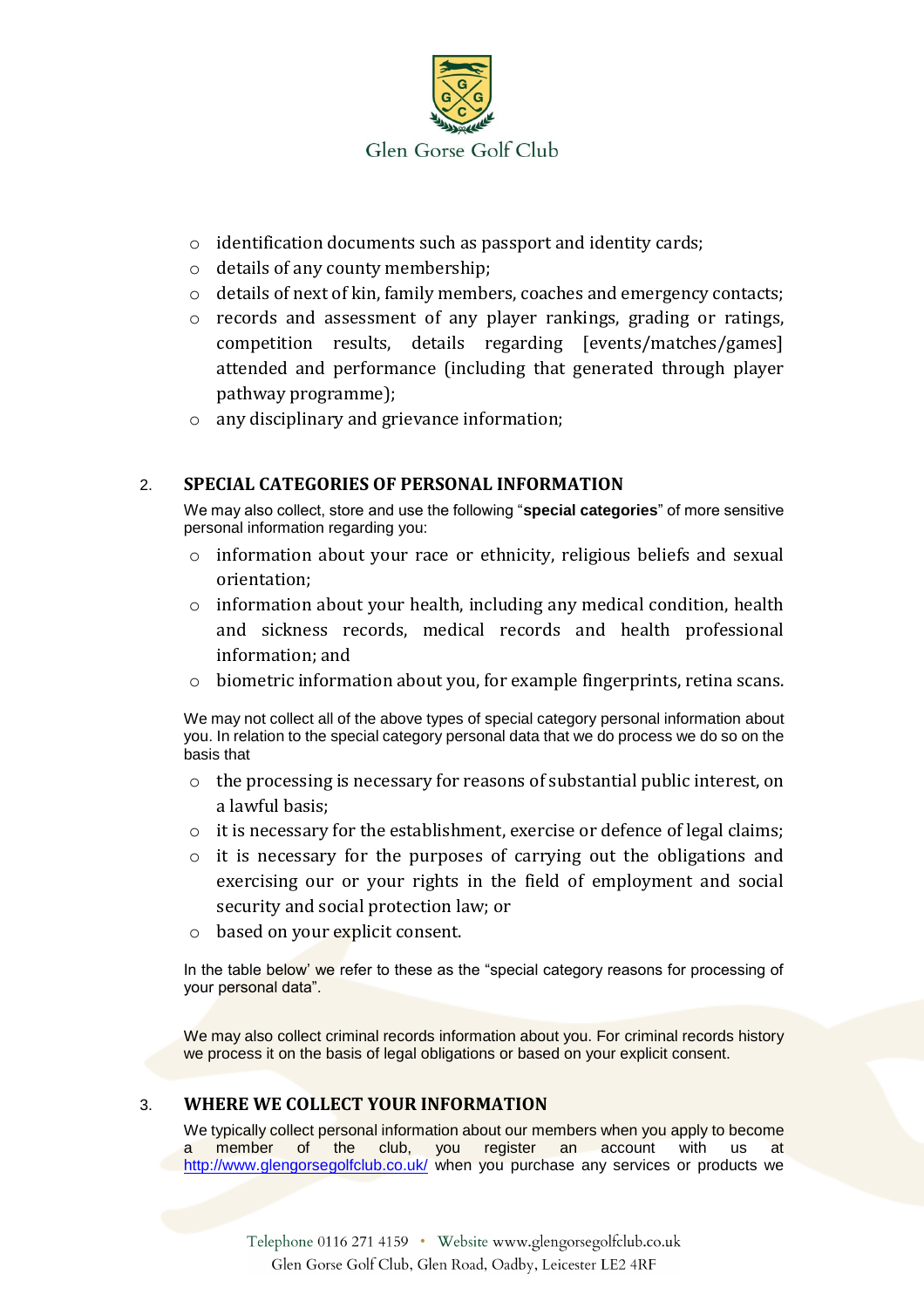- identification documents such as passport and identity cards;
- details of any county membership;
- details of next of kin, family members, coaches and emergency contacts;
- records and assessment of any player rankings, grading or ratings, competition results, details regarding [events/matches/games] attended and performance (including that generated through player pathway programme);
- any disciplinary and grievance information;

## 2. SPECIAL CATEGORIES OF PERSONAL INFORMATION

We may also collect, store and use the following "**special categories**" of more sensitive personal information regarding you:

- information about your race or ethnicity, religious beliefs and sexual orientation;
- information about your health, including any medical condition, health and sickness records, medical records and health professional information; and
- biometric information about you, for example fingerprints, retina scans.

We may not collect all of the above types of special category personal information about you. In relation to the special category personal data that we do process we do so on the basis that

- the processing is necessary for reasons of substantial public interest, on a lawful basis;
- it is necessary for the establishment, exercise or defence of legal claims;
- it is necessary for the purposes of carrying out the obligations and exercising our or your rights in the field of employment and social security and social protection law; or
- based on your explicit consent.

In the table below' we refer to these as the "special category reasons for processing of your personal data".

We may also collect criminal records information about you. For criminal records history we process it on the basis of legal obligations or based on your explicit consent.

## 3. WHERE WE COLLECT YOUR INFORMATION

We typically collect personal information about our members when you apply to become a member of the club, you register an account with us at http://www.glengorsegolfclub.co.uk/ when you purchase any services or products we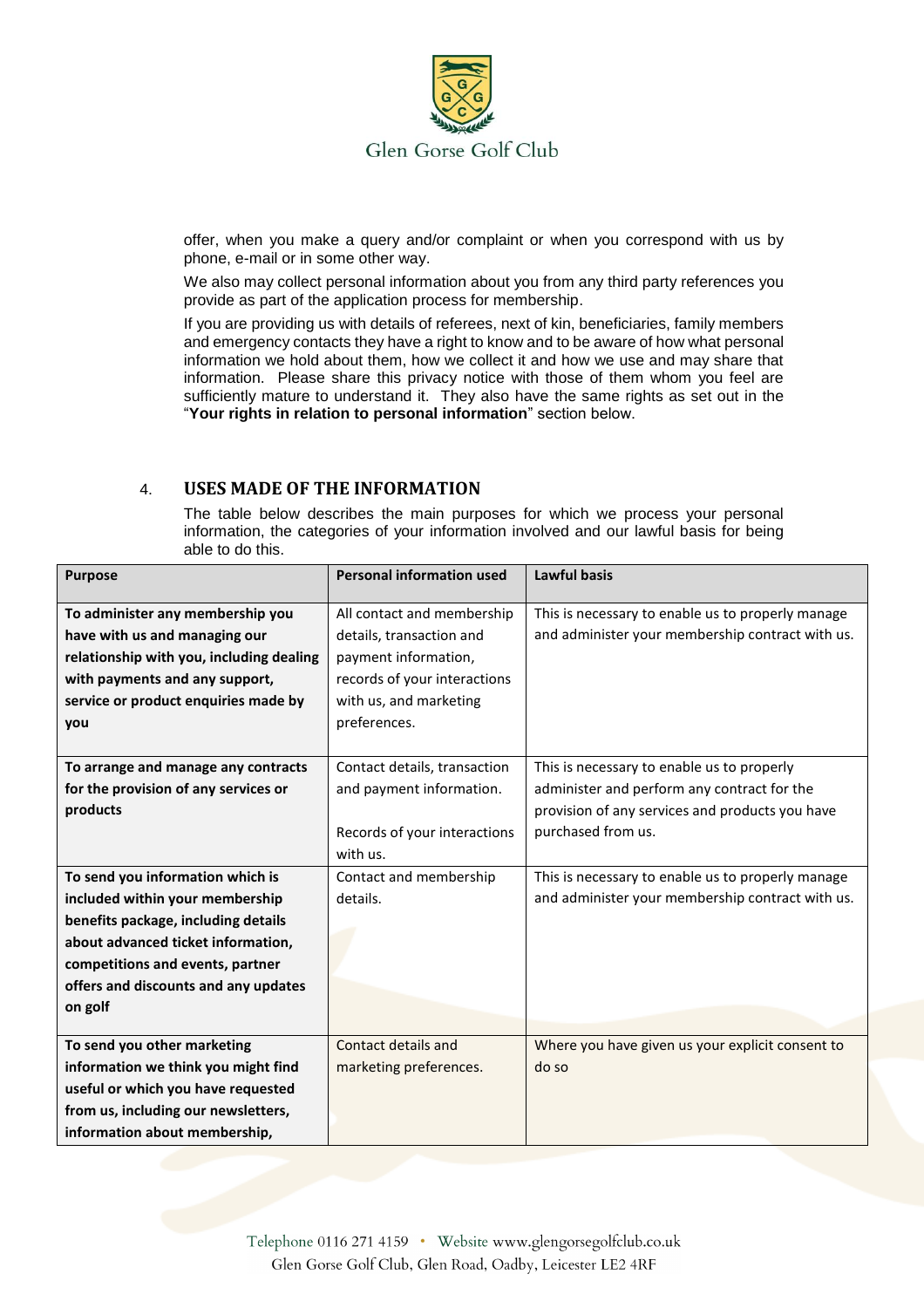offer, when you make a query and/or complaint or when you correspond with us by phone, e-mail or in some other way.

We also may collect personal information about you from any third party references you provide as part of the application process for membership.

If you are providing us with details of referees, next of kin, beneficiaries, family members and emergency contacts they have a right to know and to be aware of how what personal information we hold about them, how we collect it and how we use and may share that information. Please share this privacy notice with those of them whom you feel are sufficiently mature to understand it. They also have the same rights as set out in the "**Your rights in relation to personal information**" section below.

## 4. USES MADE OF THE INFORMATION

The table below describes the main purposes for which we process your personal information, the categories of your information involved and our lawful basis for being able to do this.

| Purpose | Personal information used | Lawful basis |
|---|---|---|
| **To administer any membership you have with us and managing our relationship with you, including dealing with payments and any support, service or product enquiries made by you** | All contact and membership details, transaction and payment information, records of your interactions with us, and marketing preferences. | This is necessary to enable us to properly manage and administer your membership contract with us. |
| **To arrange and manage any contracts for the provision of any services or products** | Contact details, transaction and payment information.<br><br>Records of your interactions with us. | This is necessary to enable us to properly administer and perform any contract for the provision of any services and products you have purchased from us. |
| **To send you information which is included within your membership benefits package, including details about advanced ticket information, competitions and events, partner offers and discounts and any updates on golf** | Contact and membership details. | This is necessary to enable us to properly manage and administer your membership contract with us. |
| **To send you other marketing information we think you might find useful or which you have requested from us, including our newsletters, information about membership,** | Contact details and marketing preferences. | Where you have given us your explicit consent to do so |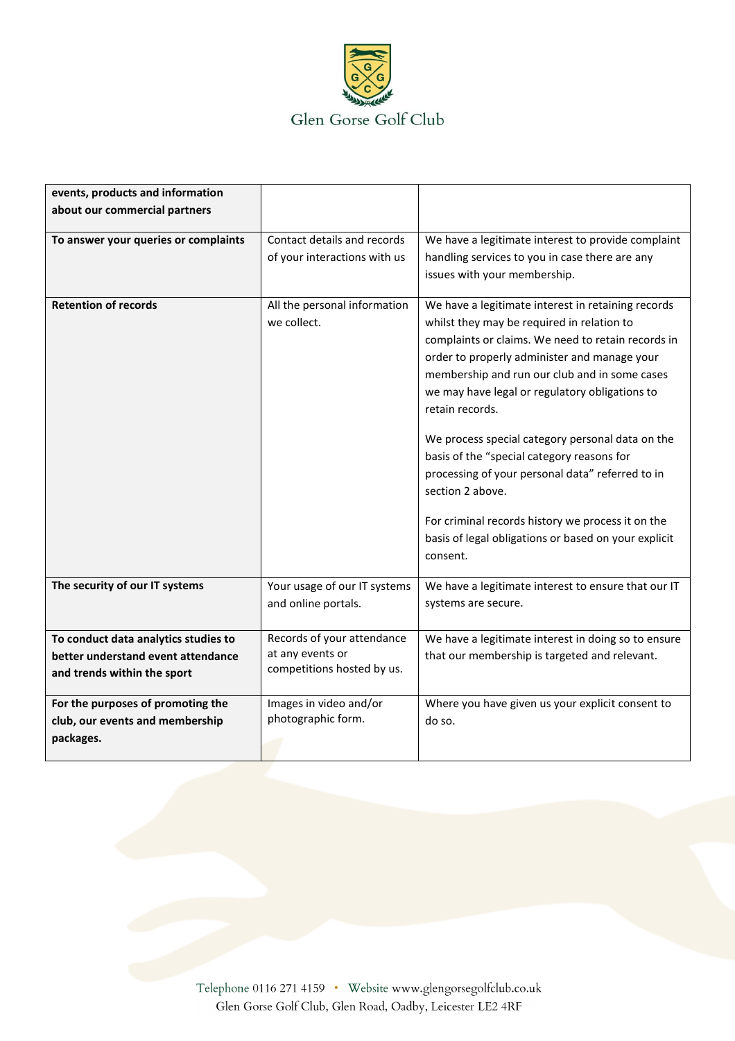| | | |
|---|---|---|
| **events, products and information about our commercial partners** | | |
| **To answer your queries or complaints** | Contact details and records of your interactions with us | We have a legitimate interest to provide complaint handling services to you in case there are any issues with your membership. |
| **Retention of records** | All the personal information we collect. | We have a legitimate interest in retaining records whilst they may be required in relation to complaints or claims. We need to retain records in order to properly administer and manage your membership and run our club and in some cases we may have legal or regulatory obligations to retain records.<br><br>We process special category personal data on the basis of the "special category reasons for processing of your personal data" referred to in section 2 above.<br><br>For criminal records history we process it on the basis of legal obligations or based on your explicit consent. |
| **The security of our IT systems** | Your usage of our IT systems and online portals. | We have a legitimate interest to ensure that our IT systems are secure. |
| **To conduct data analytics studies to better understand event attendance and trends within the sport** | Records of your attendance at any events or competitions hosted by us. | We have a legitimate interest in doing so to ensure that our membership is targeted and relevant. |
| **For the purposes of promoting the club, our events and membership packages.** | Images in video and/or photographic form. | Where you have given us your explicit consent to do so. |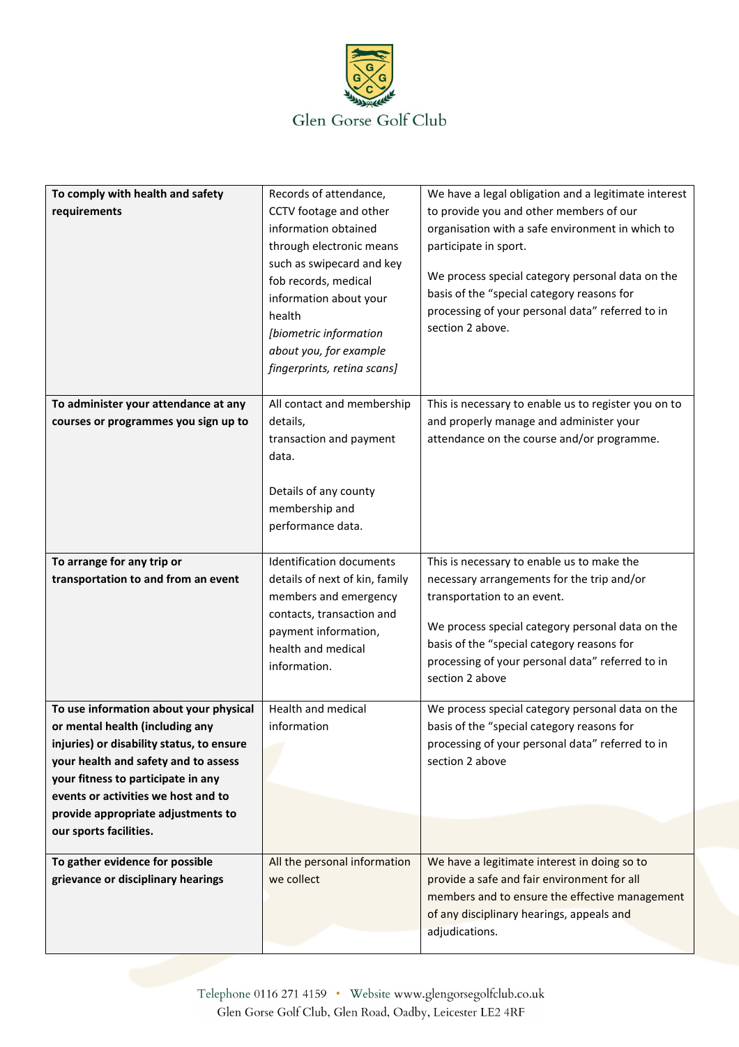| **To comply with health and safety requirements** | Records of attendance, CCTV footage and other information obtained through electronic means such as swipecard and key fob records, medical information about your health *[biometric information about you, for example fingerprints, retina scans]* | We have a legal obligation and a legitimate interest to provide you and other members of our organisation with a safe environment in which to participate in sport.<br><br>We process special category personal data on the basis of the "special category reasons for processing of your personal data" referred to in section 2 above. |
|---|---|---|
| **To administer your attendance at any courses or programmes you sign up to** | All contact and membership details, transaction and payment data.<br><br>Details of any county membership and performance data. | This is necessary to enable us to register you on to and properly manage and administer your attendance on the course and/or programme. |
| **To arrange for any trip or transportation to and from an event** | Identification documents details of next of kin, family members and emergency contacts, transaction and payment information, health and medical information. | This is necessary to enable us to make the necessary arrangements for the trip and/or transportation to an event.<br><br>We process special category personal data on the basis of the "special category reasons for processing of your personal data" referred to in section 2 above |
| **To use information about your physical or mental health (including any injuries) or disability status, to ensure your health and safety and to assess your fitness to participate in any events or activities we host and to provide appropriate adjustments to our sports facilities.** | Health and medical information | We process special category personal data on the basis of the "special category reasons for processing of your personal data" referred to in section 2 above |
| **To gather evidence for possible grievance or disciplinary hearings** | All the personal information we collect | We have a legitimate interest in doing so to provide a safe and fair environment for all members and to ensure the effective management of any disciplinary hearings, appeals and adjudications. |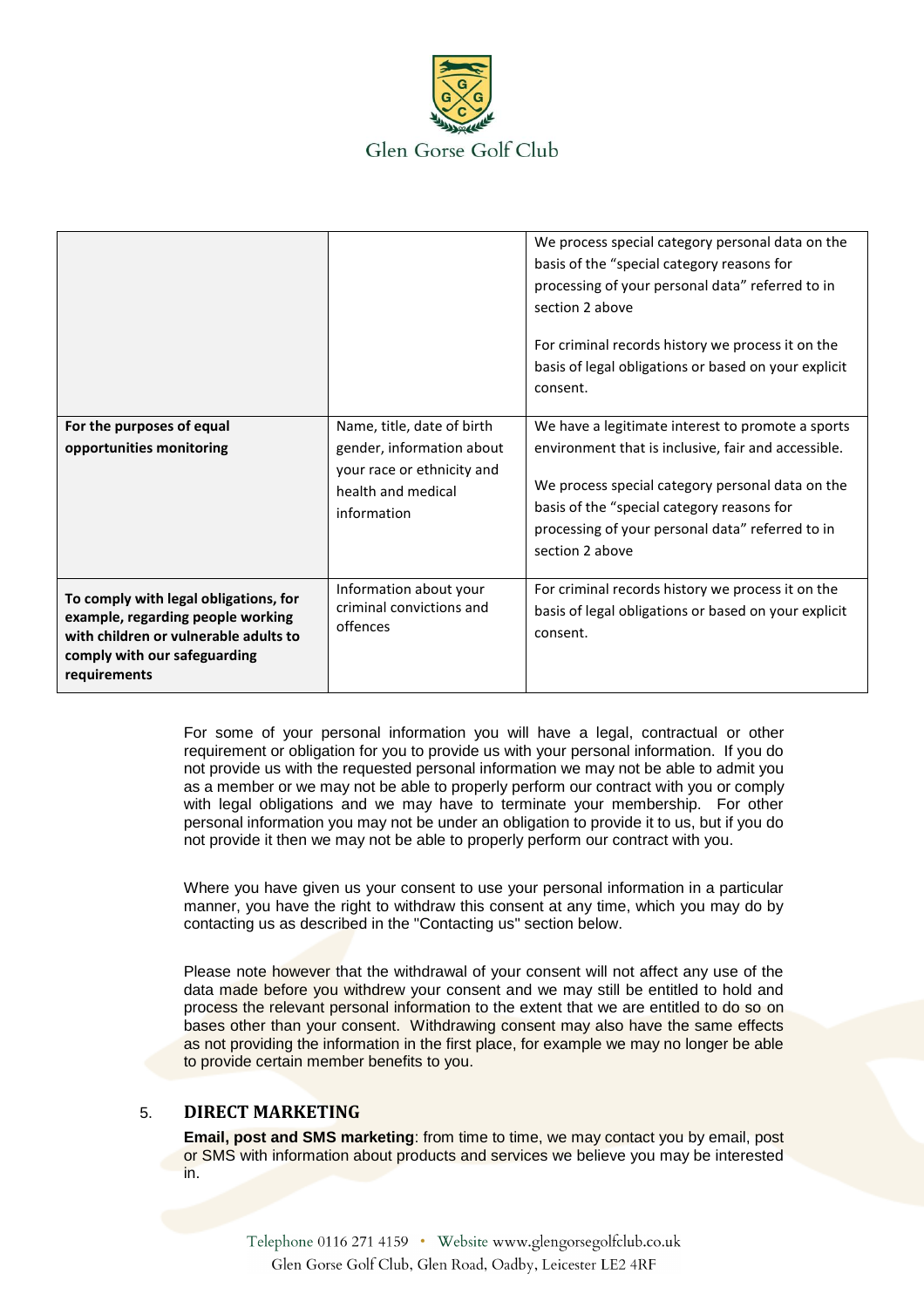| | | |
|---|---|---|
| | | We process special category personal data on the basis of the "special category reasons for processing of your personal data" referred to in section 2 above<br><br>For criminal records history we process it on the basis of legal obligations or based on your explicit consent. |
| **For the purposes of equal opportunities monitoring** | Name, title, date of birth gender, information about your race or ethnicity and health and medical information | We have a legitimate interest to promote a sports environment that is inclusive, fair and accessible.<br><br>We process special category personal data on the basis of the "special category reasons for processing of your personal data" referred to in section 2 above |
| **To comply with legal obligations, for example, regarding people working with children or vulnerable adults to comply with our safeguarding requirements** | Information about your criminal convictions and offences | For criminal records history we process it on the basis of legal obligations or based on your explicit consent. |

For some of your personal information you will have a legal, contractual or other requirement or obligation for you to provide us with your personal information. If you do not provide us with the requested personal information we may not be able to admit you as a member or we may not be able to properly perform our contract with you or comply with legal obligations and we may have to terminate your membership. For other personal information you may not be under an obligation to provide it to us, but if you do not provide it then we may not be able to properly perform our contract with you.

Where you have given us your consent to use your personal information in a particular manner, you have the right to withdraw this consent at any time, which you may do by contacting us as described in the "Contacting us" section below.

Please note however that the withdrawal of your consent will not affect any use of the data made before you withdrew your consent and we may still be entitled to hold and process the relevant personal information to the extent that we are entitled to do so on bases other than your consent. Withdrawing consent may also have the same effects as not providing the information in the first place, for example we may no longer be able to provide certain member benefits to you.

## 5. DIRECT MARKETING

**Email, post and SMS marketing**: from time to time, we may contact you by email, post or SMS with information about products and services we believe you may be interested in.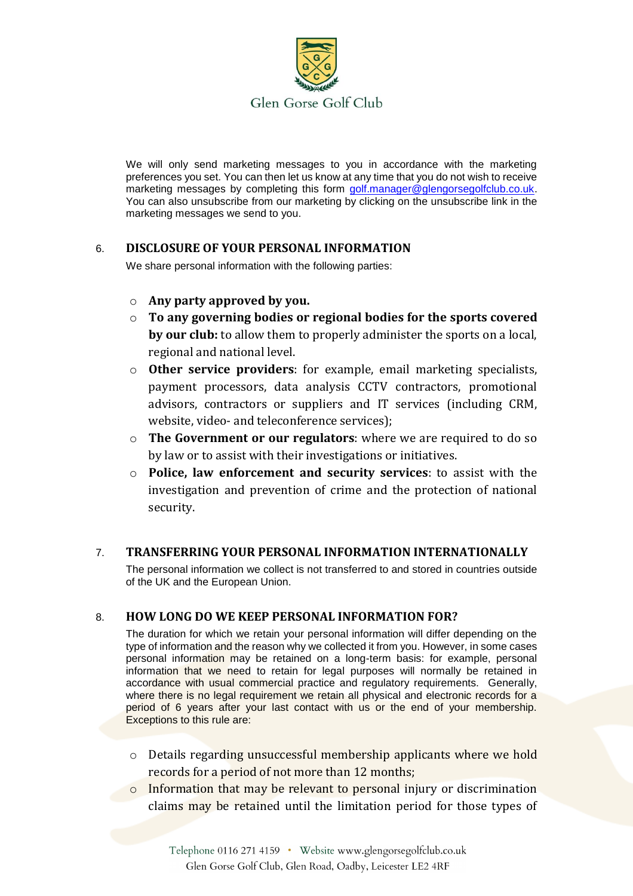We will only send marketing messages to you in accordance with the marketing preferences you set. You can then let us know at any time that you do not wish to receive marketing messages by completing this form golf.manager@glengorsegolfclub.co.uk. You can also unsubscribe from our marketing by clicking on the unsubscribe link in the marketing messages we send to you.

## 6. DISCLOSURE OF YOUR PERSONAL INFORMATION

We share personal information with the following parties:

- **Any party approved by you.**
- **To any governing bodies or regional bodies for the sports covered by our club:** to allow them to properly administer the sports on a local, regional and national level.
- **Other service providers**: for example, email marketing specialists, payment processors, data analysis CCTV contractors, promotional advisors, contractors or suppliers and IT services (including CRM, website, video- and teleconference services);
- **The Government or our regulators**: where we are required to do so by law or to assist with their investigations or initiatives.
- **Police, law enforcement and security services**: to assist with the investigation and prevention of crime and the protection of national security.

## 7. TRANSFERRING YOUR PERSONAL INFORMATION INTERNATIONALLY

The personal information we collect is not transferred to and stored in countries outside of the UK and the European Union.

## 8. HOW LONG DO WE KEEP PERSONAL INFORMATION FOR?

The duration for which we retain your personal information will differ depending on the type of information and the reason why we collected it from you. However, in some cases personal information may be retained on a long-term basis: for example, personal information that we need to retain for legal purposes will normally be retained in accordance with usual commercial practice and regulatory requirements. Generally, where there is no legal requirement we retain all physical and electronic records for a period of 6 years after your last contact with us or the end of your membership. Exceptions to this rule are:

- Details regarding unsuccessful membership applicants where we hold records for a period of not more than 12 months;
- Information that may be relevant to personal injury or discrimination claims may be retained until the limitation period for those types of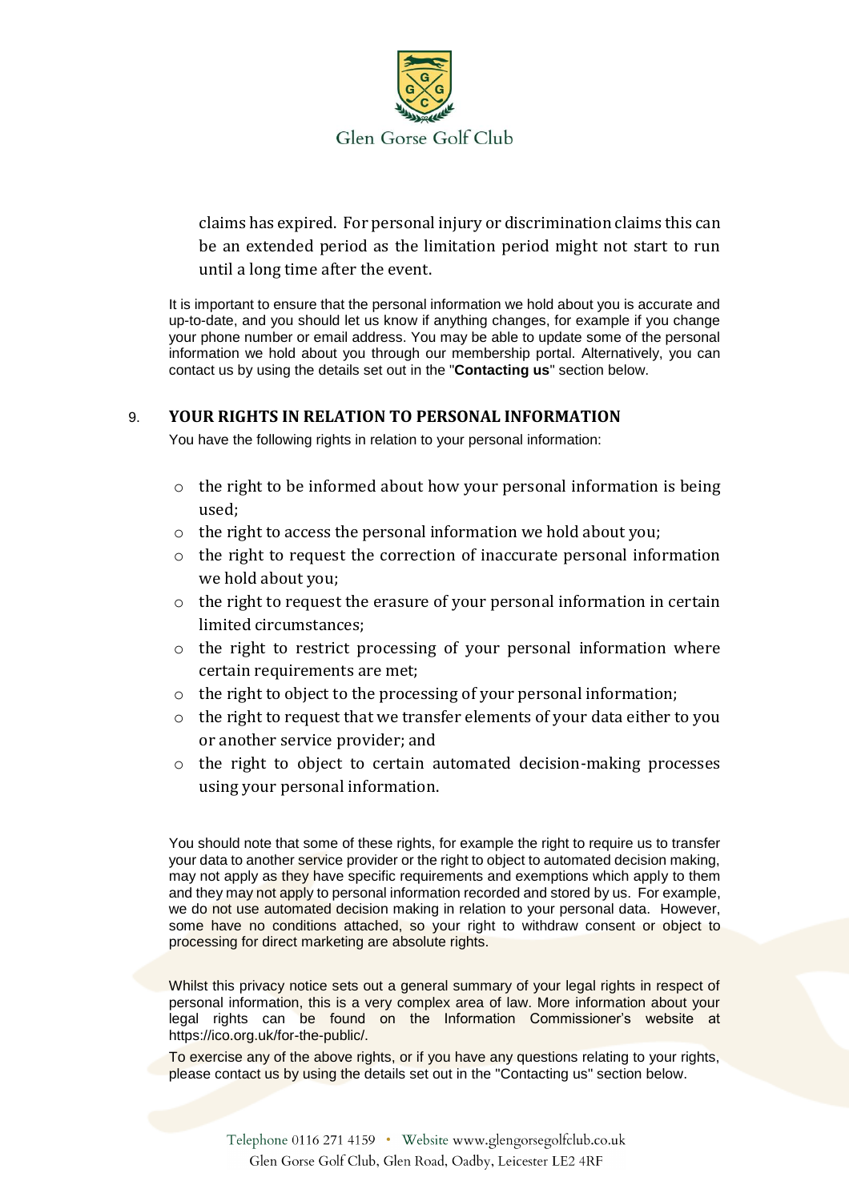claims has expired. For personal injury or discrimination claims this can be an extended period as the limitation period might not start to run until a long time after the event.

It is important to ensure that the personal information we hold about you is accurate and up-to-date, and you should let us know if anything changes, for example if you change your phone number or email address. You may be able to update some of the personal information we hold about you through our membership portal. Alternatively, you can contact us by using the details set out in the "**Contacting us**" section below.

## 9. YOUR RIGHTS IN RELATION TO PERSONAL INFORMATION

You have the following rights in relation to your personal information:

- the right to be informed about how your personal information is being used;
- the right to access the personal information we hold about you;
- the right to request the correction of inaccurate personal information we hold about you;
- the right to request the erasure of your personal information in certain limited circumstances;
- the right to restrict processing of your personal information where certain requirements are met;
- the right to object to the processing of your personal information;
- the right to request that we transfer elements of your data either to you or another service provider; and
- the right to object to certain automated decision-making processes using your personal information.

You should note that some of these rights, for example the right to require us to transfer your data to another service provider or the right to object to automated decision making, may not apply as they have specific requirements and exemptions which apply to them and they may not apply to personal information recorded and stored by us. For example, we do not use automated decision making in relation to your personal data. However, some have no conditions attached, so your right to withdraw consent or object to processing for direct marketing are absolute rights.

Whilst this privacy notice sets out a general summary of your legal rights in respect of personal information, this is a very complex area of law. More information about your legal rights can be found on the Information Commissioner's website at https://ico.org.uk/for-the-public/.

To exercise any of the above rights, or if you have any questions relating to your rights, please contact us by using the details set out in the "Contacting us" section below.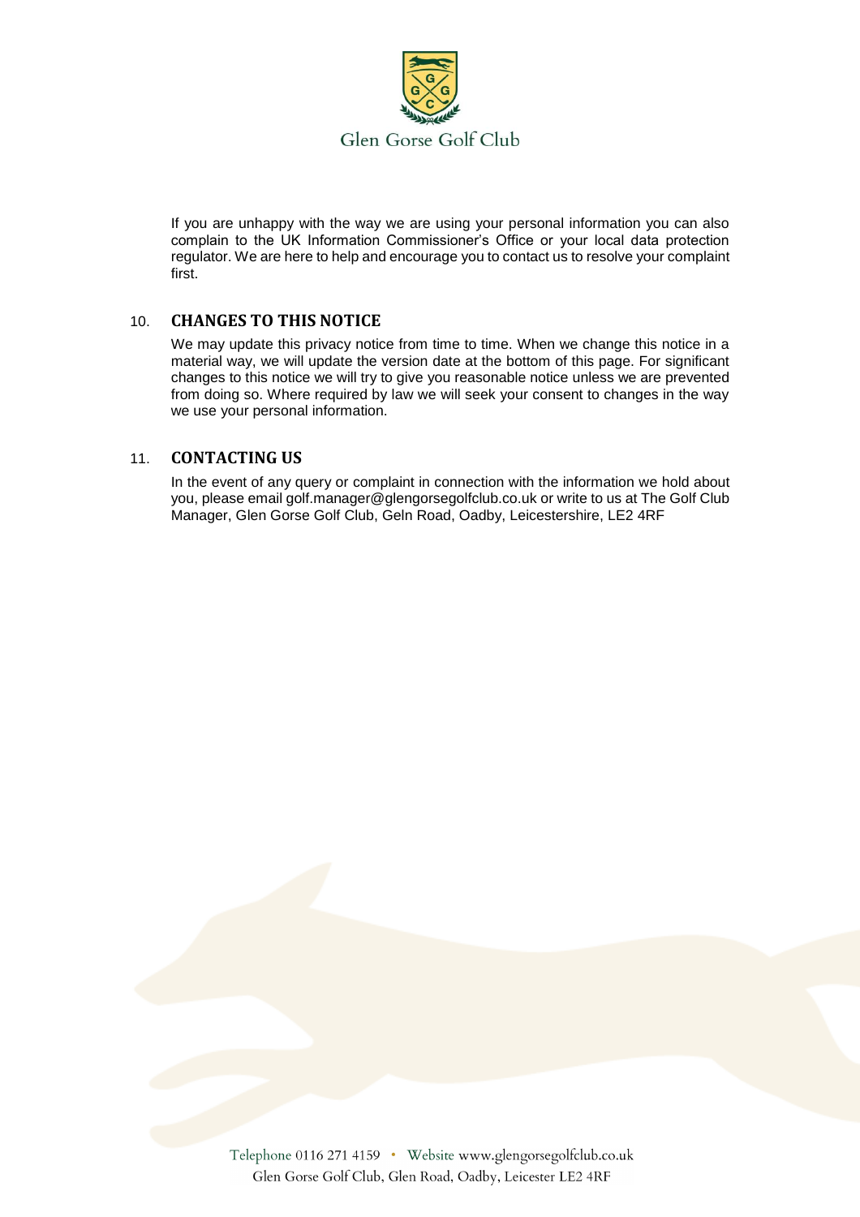If you are unhappy with the way we are using your personal information you can also complain to the UK Information Commissioner's Office or your local data protection regulator. We are here to help and encourage you to contact us to resolve your complaint first.

## 10. CHANGES TO THIS NOTICE

We may update this privacy notice from time to time. When we change this notice in a material way, we will update the version date at the bottom of this page. For significant changes to this notice we will try to give you reasonable notice unless we are prevented from doing so. Where required by law we will seek your consent to changes in the way we use your personal information.

## 11. CONTACTING US

In the event of any query or complaint in connection with the information we hold about you, please email golf.manager@glengorsegolfclub.co.uk or write to us at The Golf Club Manager, Glen Gorse Golf Club, Geln Road, Oadby, Leicestershire, LE2 4RF